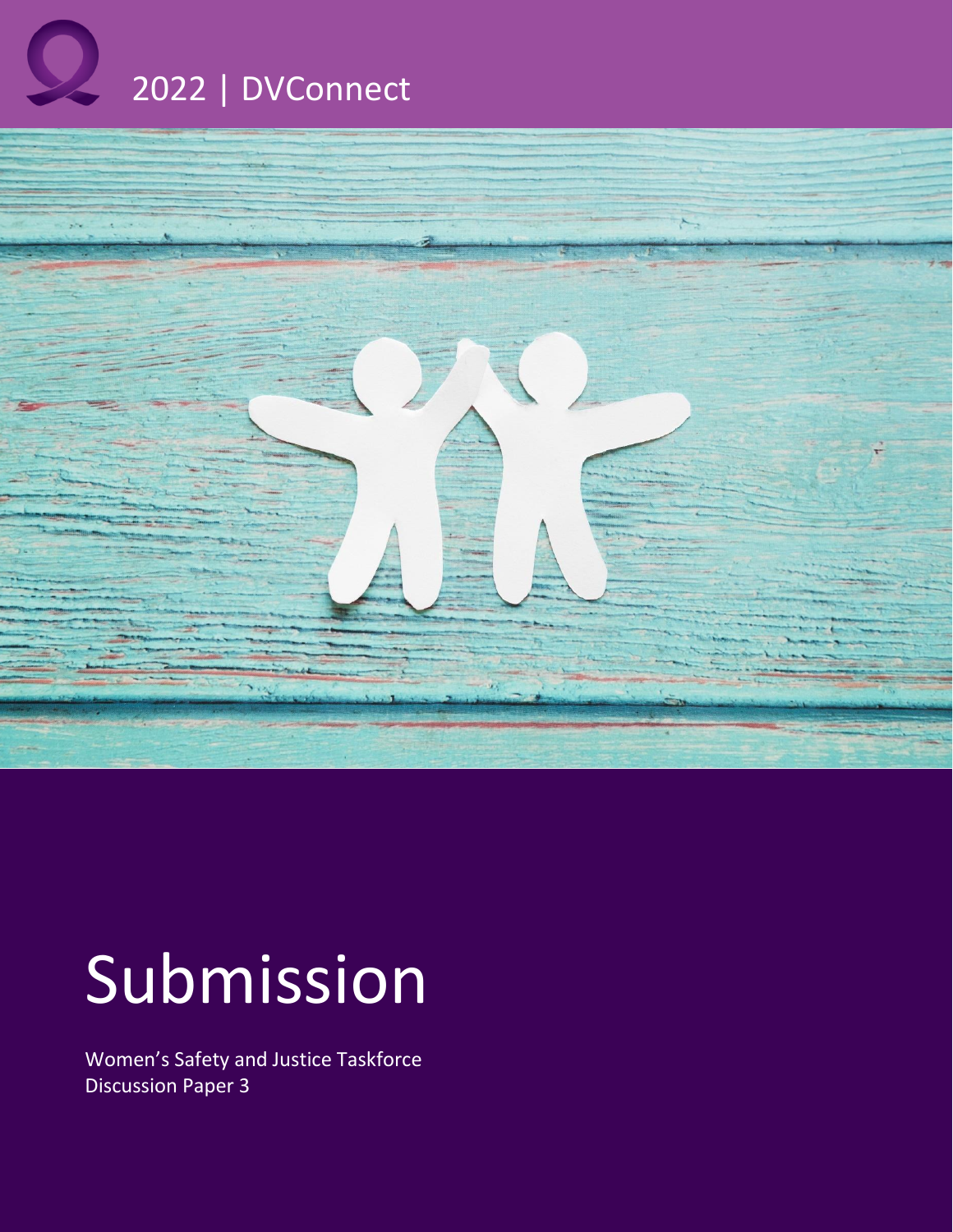2022 | DVConnect

# Submission

Women's Safety and Justice Taskforce
Discussion Paper 3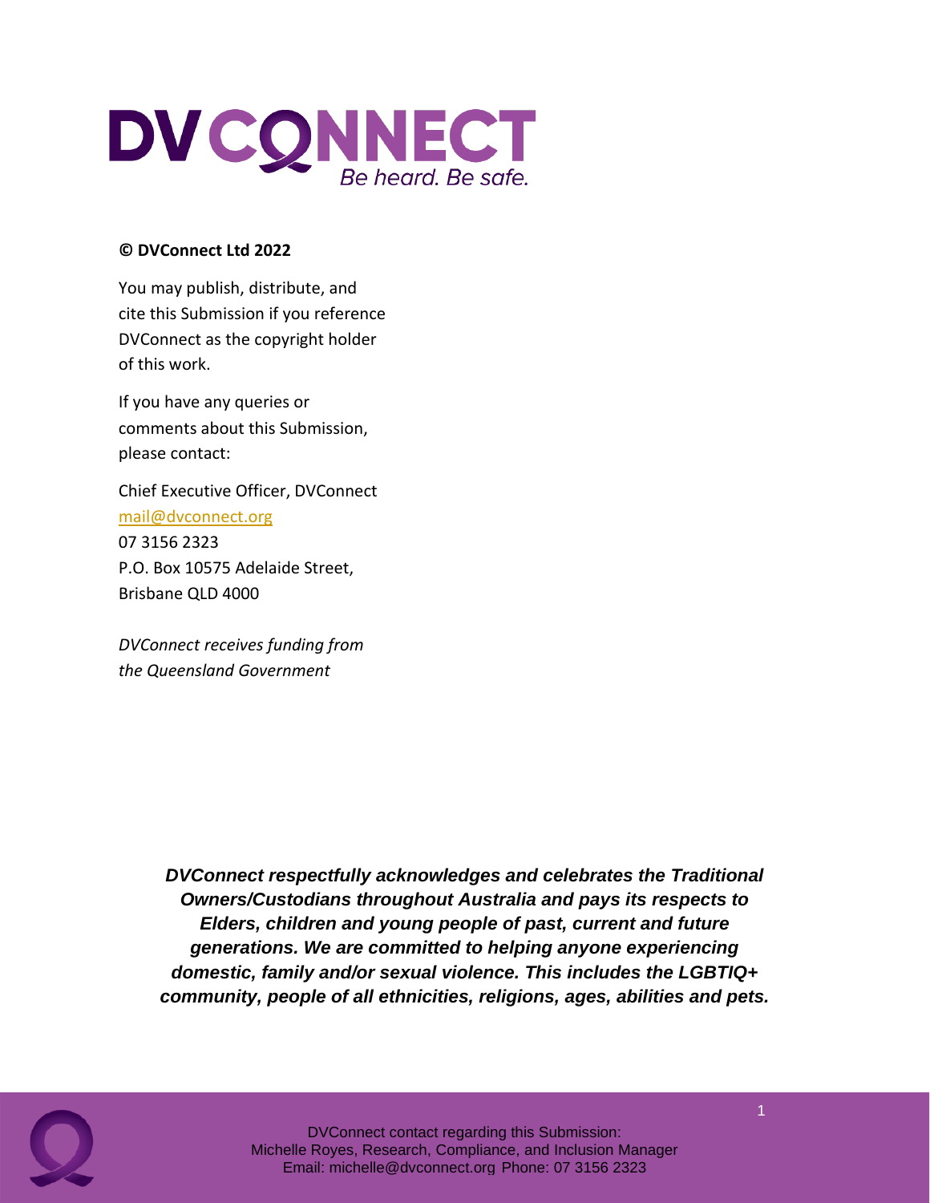# DVCONNECT

*Be heard. Be safe.*

**© DVConnect Ltd 2022**

You may publish, distribute, and cite this Submission if you reference DVConnect as the copyright holder of this work.

If you have any queries or comments about this Submission, please contact:

Chief Executive Officer, DVConnect
mail@dvconnect.org
07 3156 2323
P.O. Box 10575 Adelaide Street,
Brisbane QLD 4000

*DVConnect receives funding from the Queensland Government*

***DVConnect respectfully acknowledges and celebrates the Traditional Owners/Custodians throughout Australia and pays its respects to Elders, children and young people of past, current and future generations. We are committed to helping anyone experiencing domestic, family and/or sexual violence. This includes the LGBTIQ+ community, people of all ethnicities, religions, ages, abilities and pets.***

DVConnect contact regarding this Submission:
Michelle Royes, Research, Compliance, and Inclusion Manager
Email: michelle@dvconnect.org Phone: 07 3156 2323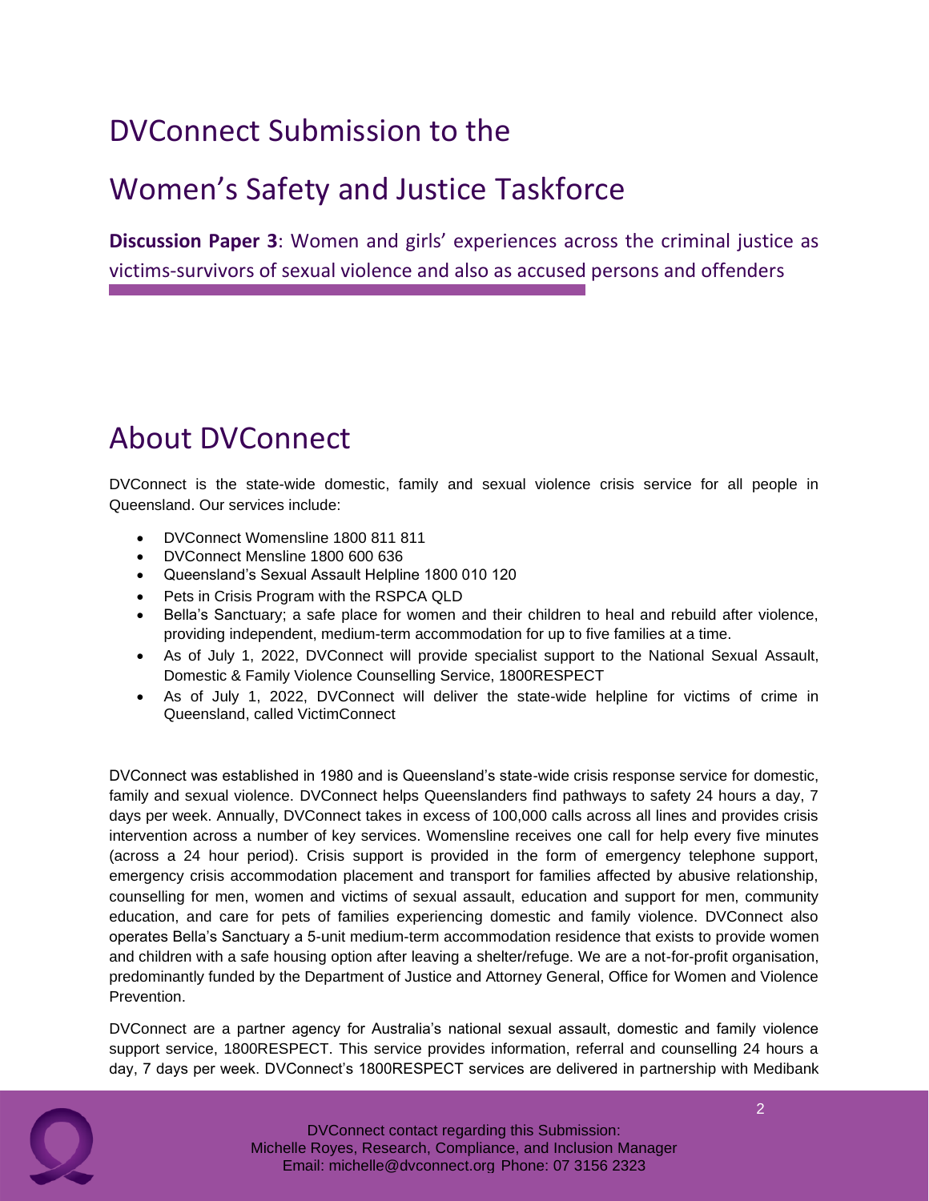# DVConnect Submission to the

# Women's Safety and Justice Taskforce

**Discussion Paper 3**: Women and girls' experiences across the criminal justice as victims-survivors of sexual violence and also as accused persons and offenders

## About DVConnect

DVConnect is the state-wide domestic, family and sexual violence crisis service for all people in Queensland. Our services include:

- DVConnect Womensline 1800 811 811
- DVConnect Mensline 1800 600 636
- Queensland's Sexual Assault Helpline 1800 010 120
- Pets in Crisis Program with the RSPCA QLD
- Bella's Sanctuary; a safe place for women and their children to heal and rebuild after violence, providing independent, medium-term accommodation for up to five families at a time.
- As of July 1, 2022, DVConnect will provide specialist support to the National Sexual Assault, Domestic & Family Violence Counselling Service, 1800RESPECT
- As of July 1, 2022, DVConnect will deliver the state-wide helpline for victims of crime in Queensland, called VictimConnect

DVConnect was established in 1980 and is Queensland's state-wide crisis response service for domestic, family and sexual violence. DVConnect helps Queenslanders find pathways to safety 24 hours a day, 7 days per week. Annually, DVConnect takes in excess of 100,000 calls across all lines and provides crisis intervention across a number of key services. Womensline receives one call for help every five minutes (across a 24 hour period). Crisis support is provided in the form of emergency telephone support, emergency crisis accommodation placement and transport for families affected by abusive relationship, counselling for men, women and victims of sexual assault, education and support for men, community education, and care for pets of families experiencing domestic and family violence. DVConnect also operates Bella's Sanctuary a 5-unit medium-term accommodation residence that exists to provide women and children with a safe housing option after leaving a shelter/refuge. We are a not-for-profit organisation, predominantly funded by the Department of Justice and Attorney General, Office for Women and Violence Prevention.

DVConnect are a partner agency for Australia's national sexual assault, domestic and family violence support service, 1800RESPECT. This service provides information, referral and counselling 24 hours a day, 7 days per week. DVConnect's 1800RESPECT services are delivered in partnership with Medibank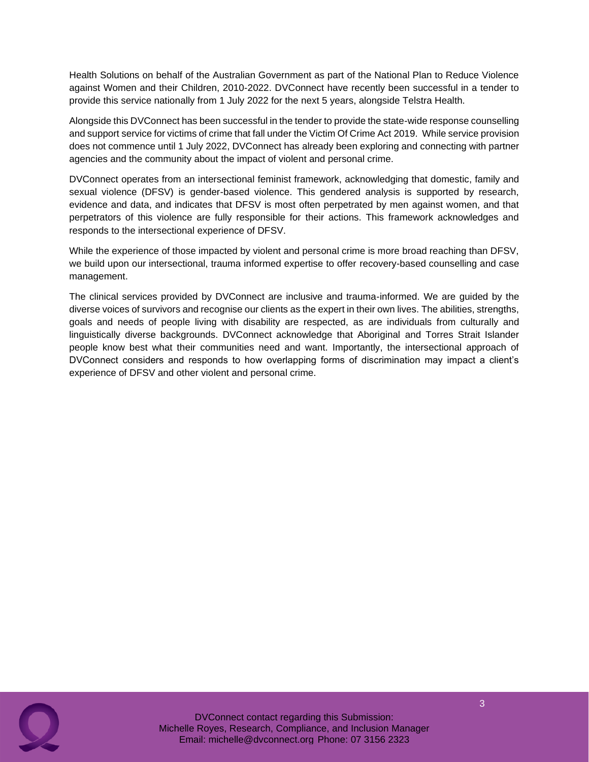Health Solutions on behalf of the Australian Government as part of the National Plan to Reduce Violence against Women and their Children, 2010-2022. DVConnect have recently been successful in a tender to provide this service nationally from 1 July 2022 for the next 5 years, alongside Telstra Health.

Alongside this DVConnect has been successful in the tender to provide the state-wide response counselling and support service for victims of crime that fall under the Victim Of Crime Act 2019. While service provision does not commence until 1 July 2022, DVConnect has already been exploring and connecting with partner agencies and the community about the impact of violent and personal crime.

DVConnect operates from an intersectional feminist framework, acknowledging that domestic, family and sexual violence (DFSV) is gender-based violence. This gendered analysis is supported by research, evidence and data, and indicates that DFSV is most often perpetrated by men against women, and that perpetrators of this violence are fully responsible for their actions. This framework acknowledges and responds to the intersectional experience of DFSV.

While the experience of those impacted by violent and personal crime is more broad reaching than DFSV, we build upon our intersectional, trauma informed expertise to offer recovery-based counselling and case management.

The clinical services provided by DVConnect are inclusive and trauma-informed. We are guided by the diverse voices of survivors and recognise our clients as the expert in their own lives. The abilities, strengths, goals and needs of people living with disability are respected, as are individuals from culturally and linguistically diverse backgrounds. DVConnect acknowledge that Aboriginal and Torres Strait Islander people know best what their communities need and want. Importantly, the intersectional approach of DVConnect considers and responds to how overlapping forms of discrimination may impact a client's experience of DFSV and other violent and personal crime.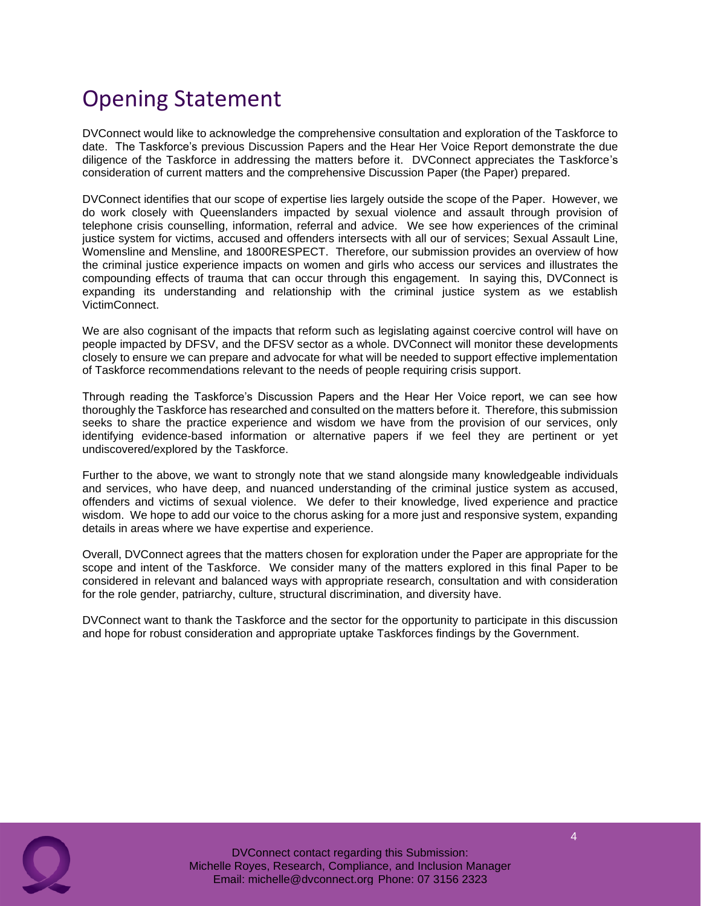# Opening Statement

DVConnect would like to acknowledge the comprehensive consultation and exploration of the Taskforce to date. The Taskforce's previous Discussion Papers and the Hear Her Voice Report demonstrate the due diligence of the Taskforce in addressing the matters before it. DVConnect appreciates the Taskforce's consideration of current matters and the comprehensive Discussion Paper (the Paper) prepared.

DVConnect identifies that our scope of expertise lies largely outside the scope of the Paper. However, we do work closely with Queenslanders impacted by sexual violence and assault through provision of telephone crisis counselling, information, referral and advice. We see how experiences of the criminal justice system for victims, accused and offenders intersects with all our of services; Sexual Assault Line, Womensline and Mensline, and 1800RESPECT. Therefore, our submission provides an overview of how the criminal justice experience impacts on women and girls who access our services and illustrates the compounding effects of trauma that can occur through this engagement. In saying this, DVConnect is expanding its understanding and relationship with the criminal justice system as we establish VictimConnect.

We are also cognisant of the impacts that reform such as legislating against coercive control will have on people impacted by DFSV, and the DFSV sector as a whole. DVConnect will monitor these developments closely to ensure we can prepare and advocate for what will be needed to support effective implementation of Taskforce recommendations relevant to the needs of people requiring crisis support.

Through reading the Taskforce's Discussion Papers and the Hear Her Voice report, we can see how thoroughly the Taskforce has researched and consulted on the matters before it. Therefore, this submission seeks to share the practice experience and wisdom we have from the provision of our services, only identifying evidence-based information or alternative papers if we feel they are pertinent or yet undiscovered/explored by the Taskforce.

Further to the above, we want to strongly note that we stand alongside many knowledgeable individuals and services, who have deep, and nuanced understanding of the criminal justice system as accused, offenders and victims of sexual violence. We defer to their knowledge, lived experience and practice wisdom. We hope to add our voice to the chorus asking for a more just and responsive system, expanding details in areas where we have expertise and experience.

Overall, DVConnect agrees that the matters chosen for exploration under the Paper are appropriate for the scope and intent of the Taskforce. We consider many of the matters explored in this final Paper to be considered in relevant and balanced ways with appropriate research, consultation and with consideration for the role gender, patriarchy, culture, structural discrimination, and diversity have.

DVConnect want to thank the Taskforce and the sector for the opportunity to participate in this discussion and hope for robust consideration and appropriate uptake Taskforces findings by the Government.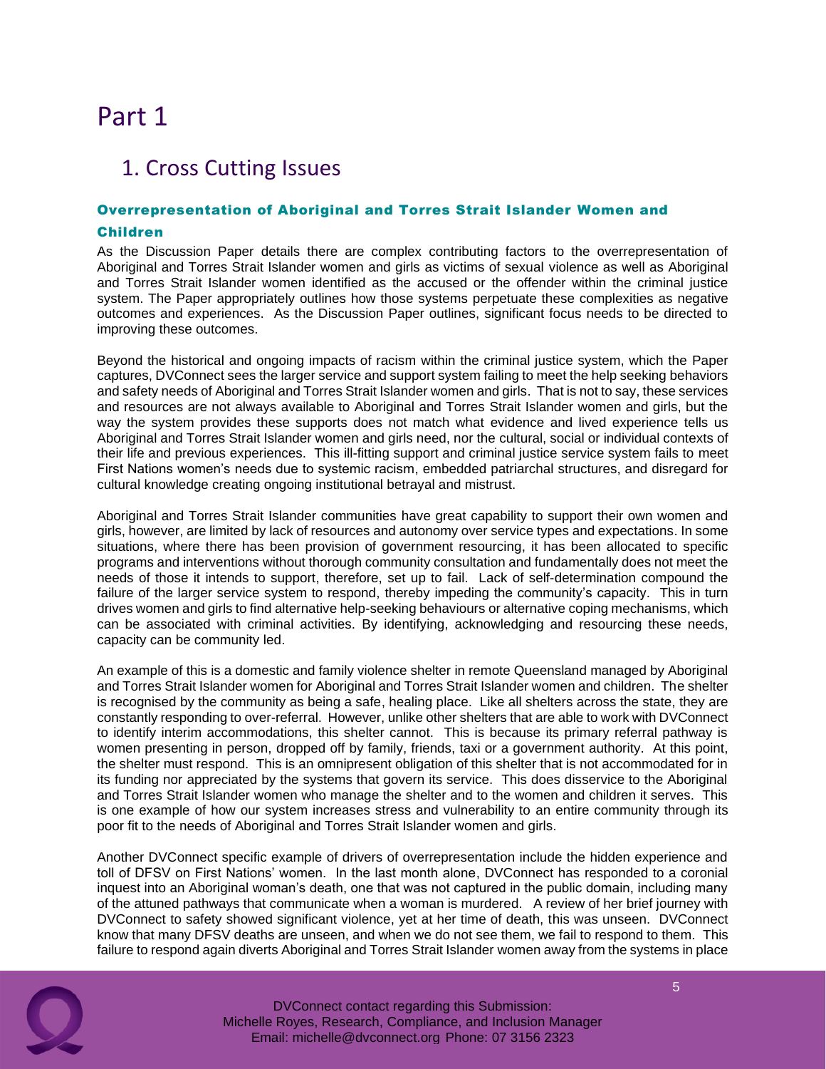# Part 1

## 1. Cross Cutting Issues

### Overrepresentation of Aboriginal and Torres Strait Islander Women and Children

As the Discussion Paper details there are complex contributing factors to the overrepresentation of Aboriginal and Torres Strait Islander women and girls as victims of sexual violence as well as Aboriginal and Torres Strait Islander women identified as the accused or the offender within the criminal justice system. The Paper appropriately outlines how those systems perpetuate these complexities as negative outcomes and experiences. As the Discussion Paper outlines, significant focus needs to be directed to improving these outcomes.

Beyond the historical and ongoing impacts of racism within the criminal justice system, which the Paper captures, DVConnect sees the larger service and support system failing to meet the help seeking behaviors and safety needs of Aboriginal and Torres Strait Islander women and girls. That is not to say, these services and resources are not always available to Aboriginal and Torres Strait Islander women and girls, but the way the system provides these supports does not match what evidence and lived experience tells us Aboriginal and Torres Strait Islander women and girls need, nor the cultural, social or individual contexts of their life and previous experiences. This ill-fitting support and criminal justice service system fails to meet First Nations women's needs due to systemic racism, embedded patriarchal structures, and disregard for cultural knowledge creating ongoing institutional betrayal and mistrust.

Aboriginal and Torres Strait Islander communities have great capability to support their own women and girls, however, are limited by lack of resources and autonomy over service types and expectations. In some situations, where there has been provision of government resourcing, it has been allocated to specific programs and interventions without thorough community consultation and fundamentally does not meet the needs of those it intends to support, therefore, set up to fail. Lack of self-determination compound the failure of the larger service system to respond, thereby impeding the community's capacity. This in turn drives women and girls to find alternative help-seeking behaviours or alternative coping mechanisms, which can be associated with criminal activities. By identifying, acknowledging and resourcing these needs, capacity can be community led.

An example of this is a domestic and family violence shelter in remote Queensland managed by Aboriginal and Torres Strait Islander women for Aboriginal and Torres Strait Islander women and children. The shelter is recognised by the community as being a safe, healing place. Like all shelters across the state, they are constantly responding to over-referral. However, unlike other shelters that are able to work with DVConnect to identify interim accommodations, this shelter cannot. This is because its primary referral pathway is women presenting in person, dropped off by family, friends, taxi or a government authority. At this point, the shelter must respond. This is an omnipresent obligation of this shelter that is not accommodated for in its funding nor appreciated by the systems that govern its service. This does disservice to the Aboriginal and Torres Strait Islander women who manage the shelter and to the women and children it serves. This is one example of how our system increases stress and vulnerability to an entire community through its poor fit to the needs of Aboriginal and Torres Strait Islander women and girls.

Another DVConnect specific example of drivers of overrepresentation include the hidden experience and toll of DFSV on First Nations' women. In the last month alone, DVConnect has responded to a coronial inquest into an Aboriginal woman's death, one that was not captured in the public domain, including many of the attuned pathways that communicate when a woman is murdered. A review of her brief journey with DVConnect to safety showed significant violence, yet at her time of death, this was unseen. DVConnect know that many DFSV deaths are unseen, and when we do not see them, we fail to respond to them. This failure to respond again diverts Aboriginal and Torres Strait Islander women away from the systems in place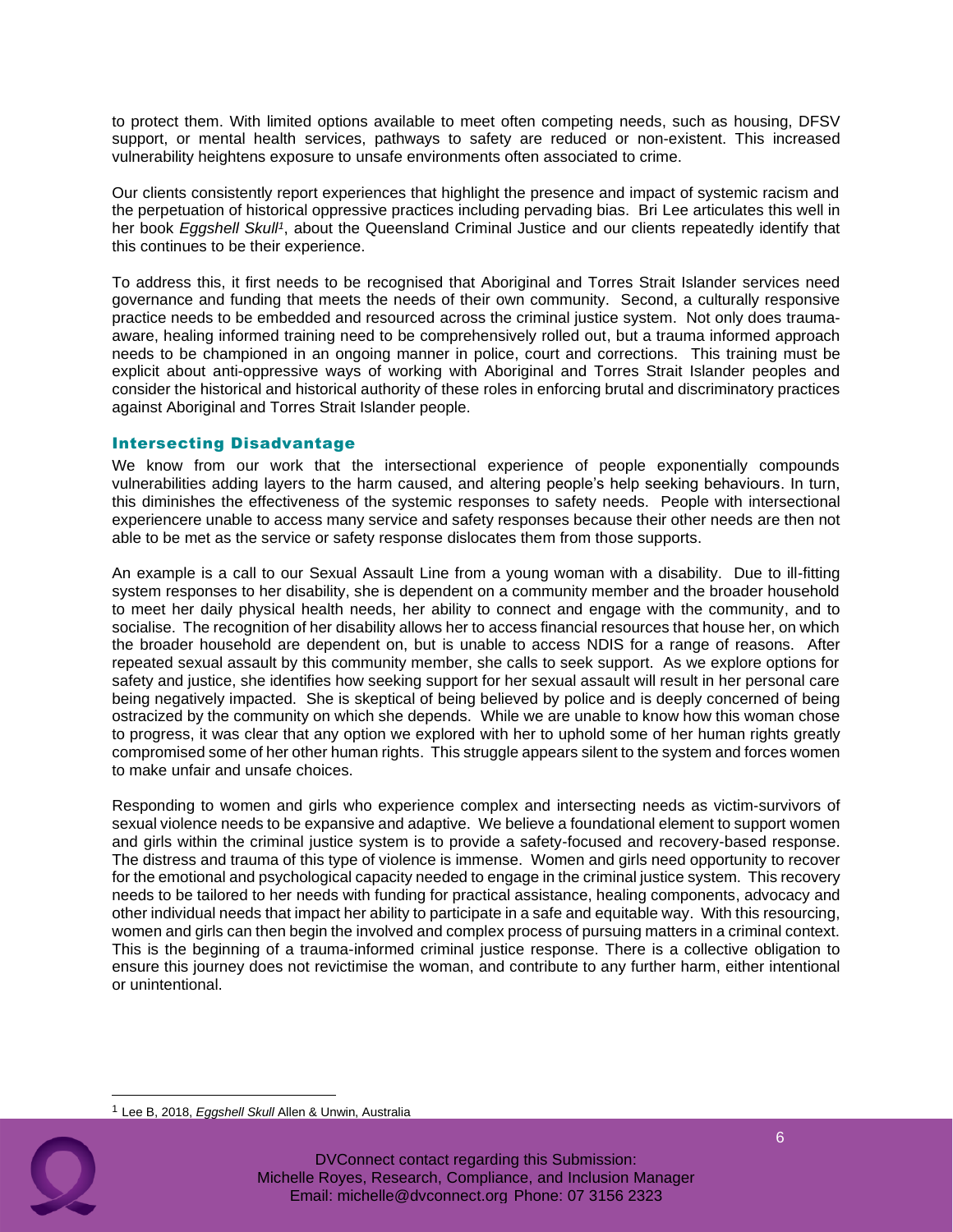to protect them. With limited options available to meet often competing needs, such as housing, DFSV support, or mental health services, pathways to safety are reduced or non-existent. This increased vulnerability heightens exposure to unsafe environments often associated to crime.

Our clients consistently report experiences that highlight the presence and impact of systemic racism and the perpetuation of historical oppressive practices including pervading bias. Bri Lee articulates this well in her book *Eggshell Skull*[1], about the Queensland Criminal Justice and our clients repeatedly identify that this continues to be their experience.

To address this, it first needs to be recognised that Aboriginal and Torres Strait Islander services need governance and funding that meets the needs of their own community. Second, a culturally responsive practice needs to be embedded and resourced across the criminal justice system. Not only does trauma-aware, healing informed training need to be comprehensively rolled out, but a trauma informed approach needs to be championed in an ongoing manner in police, court and corrections. This training must be explicit about anti-oppressive ways of working with Aboriginal and Torres Strait Islander peoples and consider the historical and historical authority of these roles in enforcing brutal and discriminatory practices against Aboriginal and Torres Strait Islander people.

## Intersecting Disadvantage

We know from our work that the intersectional experience of people exponentially compounds vulnerabilities adding layers to the harm caused, and altering people's help seeking behaviours. In turn, this diminishes the effectiveness of the systemic responses to safety needs. People with intersectional experiencere unable to access many service and safety responses because their other needs are then not able to be met as the service or safety response dislocates them from those supports.

An example is a call to our Sexual Assault Line from a young woman with a disability. Due to ill-fitting system responses to her disability, she is dependent on a community member and the broader household to meet her daily physical health needs, her ability to connect and engage with the community, and to socialise. The recognition of her disability allows her to access financial resources that house her, on which the broader household are dependent on, but is unable to access NDIS for a range of reasons. After repeated sexual assault by this community member, she calls to seek support. As we explore options for safety and justice, she identifies how seeking support for her sexual assault will result in her personal care being negatively impacted. She is skeptical of being believed by police and is deeply concerned of being ostracized by the community on which she depends. While we are unable to know how this woman chose to progress, it was clear that any option we explored with her to uphold some of her human rights greatly compromised some of her other human rights. This struggle appears silent to the system and forces women to make unfair and unsafe choices.

Responding to women and girls who experience complex and intersecting needs as victim-survivors of sexual violence needs to be expansive and adaptive. We believe a foundational element to support women and girls within the criminal justice system is to provide a safety-focused and recovery-based response. The distress and trauma of this type of violence is immense. Women and girls need opportunity to recover for the emotional and psychological capacity needed to engage in the criminal justice system. This recovery needs to be tailored to her needs with funding for practical assistance, healing components, advocacy and other individual needs that impact her ability to participate in a safe and equitable way. With this resourcing, women and girls can then begin the involved and complex process of pursuing matters in a criminal context. This is the beginning of a trauma-informed criminal justice response. There is a collective obligation to ensure this journey does not revictimise the woman, and contribute to any further harm, either intentional or unintentional.

---

[1] Lee B, 2018, *Eggshell Skull* Allen & Unwin, Australia

DVConnect contact regarding this Submission:
Michelle Royes, Research, Compliance, and Inclusion Manager
Email: michelle@dvconnect.org Phone: 07 3156 2323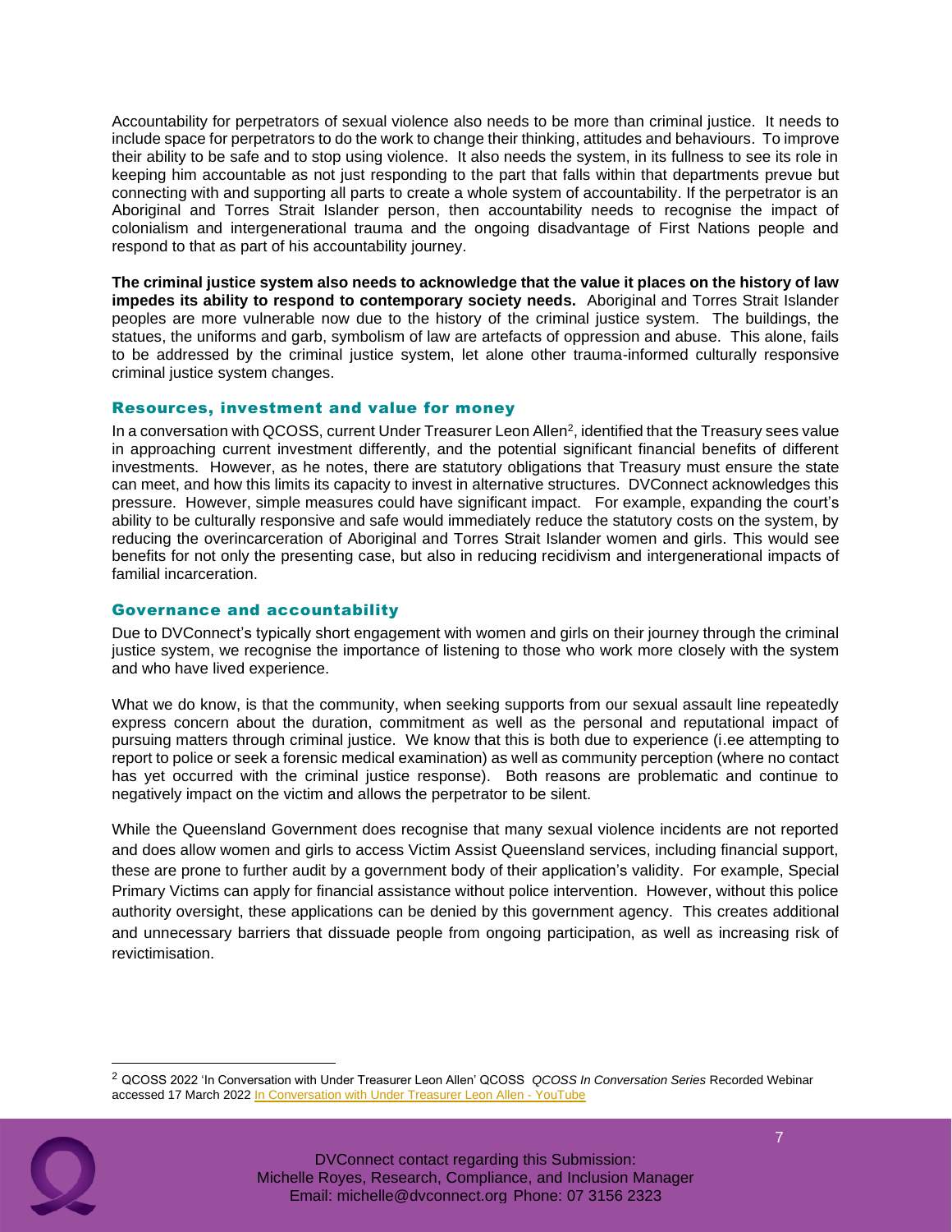Accountability for perpetrators of sexual violence also needs to be more than criminal justice. It needs to include space for perpetrators to do the work to change their thinking, attitudes and behaviours. To improve their ability to be safe and to stop using violence. It also needs the system, in its fullness to see its role in keeping him accountable as not just responding to the part that falls within that departments prevue but connecting with and supporting all parts to create a whole system of accountability. If the perpetrator is an Aboriginal and Torres Strait Islander person, then accountability needs to recognise the impact of colonialism and intergenerational trauma and the ongoing disadvantage of First Nations people and respond to that as part of his accountability journey.

**The criminal justice system also needs to acknowledge that the value it places on the history of law impedes its ability to respond to contemporary society needs.** Aboriginal and Torres Strait Islander peoples are more vulnerable now due to the history of the criminal justice system. The buildings, the statues, the uniforms and garb, symbolism of law are artefacts of oppression and abuse. This alone, fails to be addressed by the criminal justice system, let alone other trauma-informed culturally responsive criminal justice system changes.

### Resources, investment and value for money

In a conversation with QCOSS, current Under Treasurer Leon Allen[2], identified that the Treasury sees value in approaching current investment differently, and the potential significant financial benefits of different investments. However, as he notes, there are statutory obligations that Treasury must ensure the state can meet, and how this limits its capacity to invest in alternative structures. DVConnect acknowledges this pressure. However, simple measures could have significant impact. For example, expanding the court's ability to be culturally responsive and safe would immediately reduce the statutory costs on the system, by reducing the overincarceration of Aboriginal and Torres Strait Islander women and girls. This would see benefits for not only the presenting case, but also in reducing recidivism and intergenerational impacts of familial incarceration.

### Governance and accountability

Due to DVConnect's typically short engagement with women and girls on their journey through the criminal justice system, we recognise the importance of listening to those who work more closely with the system and who have lived experience.

What we do know, is that the community, when seeking supports from our sexual assault line repeatedly express concern about the duration, commitment as well as the personal and reputational impact of pursuing matters through criminal justice. We know that this is both due to experience (i.ee attempting to report to police or seek a forensic medical examination) as well as community perception (where no contact has yet occurred with the criminal justice response). Both reasons are problematic and continue to negatively impact on the victim and allows the perpetrator to be silent.

While the Queensland Government does recognise that many sexual violence incidents are not reported and does allow women and girls to access Victim Assist Queensland services, including financial support, these are prone to further audit by a government body of their application's validity. For example, Special Primary Victims can apply for financial assistance without police intervention. However, without this police authority oversight, these applications can be denied by this government agency. This creates additional and unnecessary barriers that dissuade people from ongoing participation, as well as increasing risk of revictimisation.

[2] QCOSS 2022 'In Conversation with Under Treasurer Leon Allen' QCOSS *QCOSS In Conversation Series* Recorded Webinar accessed 17 March 2022 In Conversation with Under Treasurer Leon Allen - YouTube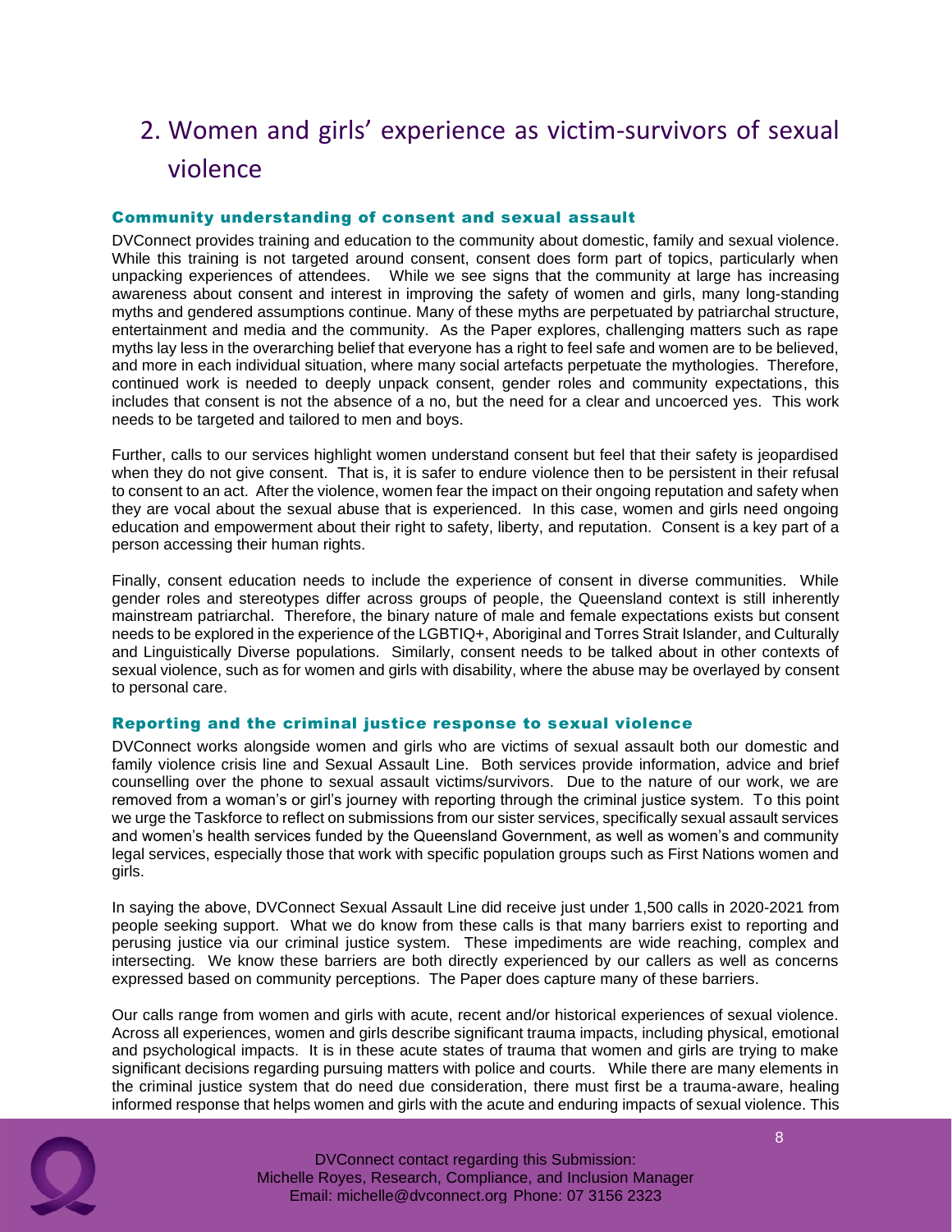# 2. Women and girls' experience as victim-survivors of sexual violence

### Community understanding of consent and sexual assault

DVConnect provides training and education to the community about domestic, family and sexual violence. While this training is not targeted around consent, consent does form part of topics, particularly when unpacking experiences of attendees. While we see signs that the community at large has increasing awareness about consent and interest in improving the safety of women and girls, many long-standing myths and gendered assumptions continue. Many of these myths are perpetuated by patriarchal structure, entertainment and media and the community. As the Paper explores, challenging matters such as rape myths lay less in the overarching belief that everyone has a right to feel safe and women are to be believed, and more in each individual situation, where many social artefacts perpetuate the mythologies. Therefore, continued work is needed to deeply unpack consent, gender roles and community expectations, this includes that consent is not the absence of a no, but the need for a clear and uncoerced yes. This work needs to be targeted and tailored to men and boys.

Further, calls to our services highlight women understand consent but feel that their safety is jeopardised when they do not give consent. That is, it is safer to endure violence then to be persistent in their refusal to consent to an act. After the violence, women fear the impact on their ongoing reputation and safety when they are vocal about the sexual abuse that is experienced. In this case, women and girls need ongoing education and empowerment about their right to safety, liberty, and reputation. Consent is a key part of a person accessing their human rights.

Finally, consent education needs to include the experience of consent in diverse communities. While gender roles and stereotypes differ across groups of people, the Queensland context is still inherently mainstream patriarchal. Therefore, the binary nature of male and female expectations exists but consent needs to be explored in the experience of the LGBTIQ+, Aboriginal and Torres Strait Islander, and Culturally and Linguistically Diverse populations. Similarly, consent needs to be talked about in other contexts of sexual violence, such as for women and girls with disability, where the abuse may be overlayed by consent to personal care.

### Reporting and the criminal justice response to sexual violence

DVConnect works alongside women and girls who are victims of sexual assault both our domestic and family violence crisis line and Sexual Assault Line. Both services provide information, advice and brief counselling over the phone to sexual assault victims/survivors. Due to the nature of our work, we are removed from a woman's or girl's journey with reporting through the criminal justice system. To this point we urge the Taskforce to reflect on submissions from our sister services, specifically sexual assault services and women's health services funded by the Queensland Government, as well as women's and community legal services, especially those that work with specific population groups such as First Nations women and girls.

In saying the above, DVConnect Sexual Assault Line did receive just under 1,500 calls in 2020-2021 from people seeking support. What we do know from these calls is that many barriers exist to reporting and perusing justice via our criminal justice system. These impediments are wide reaching, complex and intersecting. We know these barriers are both directly experienced by our callers as well as concerns expressed based on community perceptions. The Paper does capture many of these barriers.

Our calls range from women and girls with acute, recent and/or historical experiences of sexual violence. Across all experiences, women and girls describe significant trauma impacts, including physical, emotional and psychological impacts. It is in these acute states of trauma that women and girls are trying to make significant decisions regarding pursuing matters with police and courts. While there are many elements in the criminal justice system that do need due consideration, there must first be a trauma-aware, healing informed response that helps women and girls with the acute and enduring impacts of sexual violence. This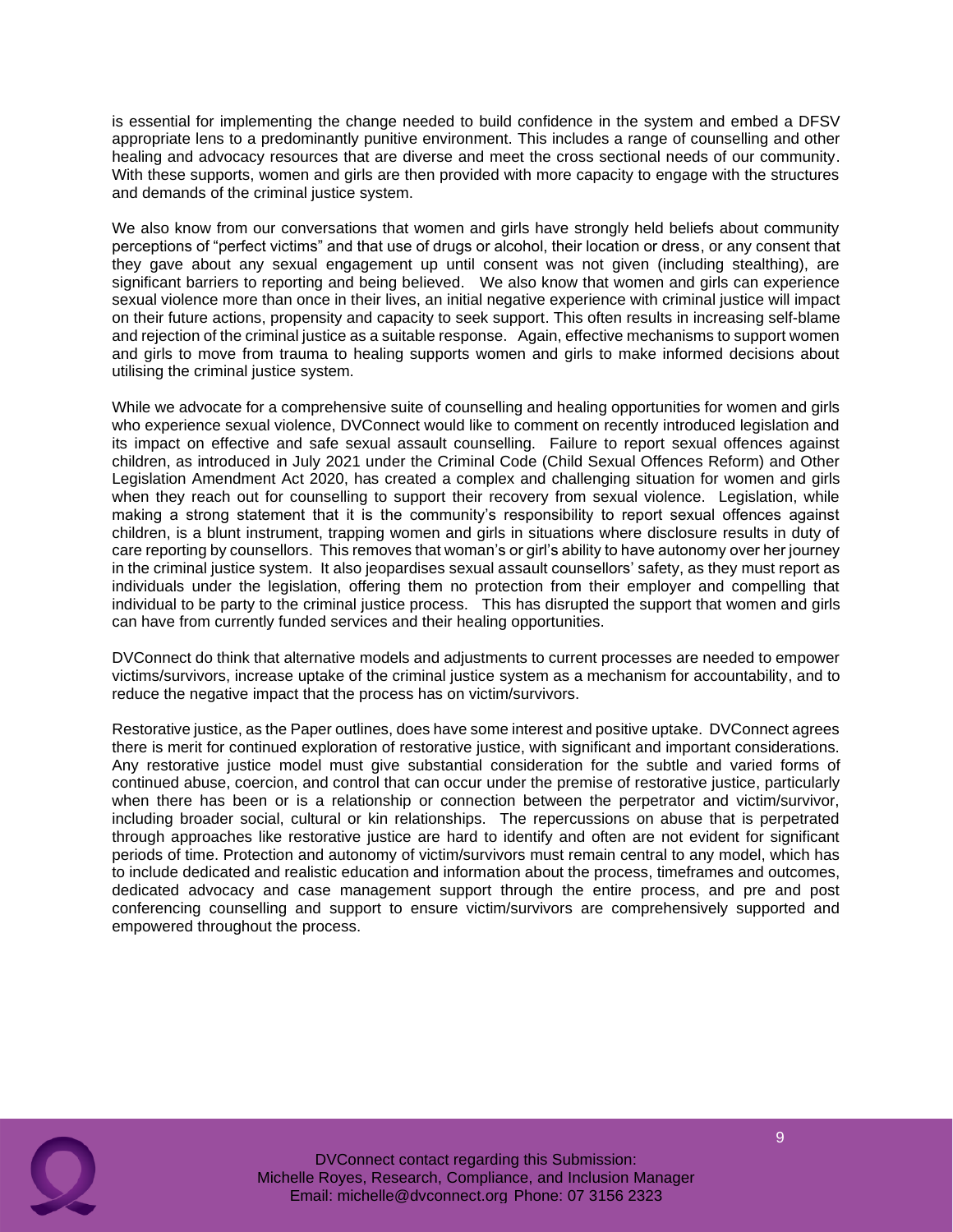is essential for implementing the change needed to build confidence in the system and embed a DFSV appropriate lens to a predominantly punitive environment. This includes a range of counselling and other healing and advocacy resources that are diverse and meet the cross sectional needs of our community. With these supports, women and girls are then provided with more capacity to engage with the structures and demands of the criminal justice system.

We also know from our conversations that women and girls have strongly held beliefs about community perceptions of "perfect victims" and that use of drugs or alcohol, their location or dress, or any consent that they gave about any sexual engagement up until consent was not given (including stealthing), are significant barriers to reporting and being believed. We also know that women and girls can experience sexual violence more than once in their lives, an initial negative experience with criminal justice will impact on their future actions, propensity and capacity to seek support. This often results in increasing self-blame and rejection of the criminal justice as a suitable response. Again, effective mechanisms to support women and girls to move from trauma to healing supports women and girls to make informed decisions about utilising the criminal justice system.

While we advocate for a comprehensive suite of counselling and healing opportunities for women and girls who experience sexual violence, DVConnect would like to comment on recently introduced legislation and its impact on effective and safe sexual assault counselling. Failure to report sexual offences against children, as introduced in July 2021 under the Criminal Code (Child Sexual Offences Reform) and Other Legislation Amendment Act 2020, has created a complex and challenging situation for women and girls when they reach out for counselling to support their recovery from sexual violence. Legislation, while making a strong statement that it is the community's responsibility to report sexual offences against children, is a blunt instrument, trapping women and girls in situations where disclosure results in duty of care reporting by counsellors. This removes that woman's or girl's ability to have autonomy over her journey in the criminal justice system. It also jeopardises sexual assault counsellors' safety, as they must report as individuals under the legislation, offering them no protection from their employer and compelling that individual to be party to the criminal justice process. This has disrupted the support that women and girls can have from currently funded services and their healing opportunities.

DVConnect do think that alternative models and adjustments to current processes are needed to empower victims/survivors, increase uptake of the criminal justice system as a mechanism for accountability, and to reduce the negative impact that the process has on victim/survivors.

Restorative justice, as the Paper outlines, does have some interest and positive uptake. DVConnect agrees there is merit for continued exploration of restorative justice, with significant and important considerations. Any restorative justice model must give substantial consideration for the subtle and varied forms of continued abuse, coercion, and control that can occur under the premise of restorative justice, particularly when there has been or is a relationship or connection between the perpetrator and victim/survivor, including broader social, cultural or kin relationships. The repercussions on abuse that is perpetrated through approaches like restorative justice are hard to identify and often are not evident for significant periods of time. Protection and autonomy of victim/survivors must remain central to any model, which has to include dedicated and realistic education and information about the process, timeframes and outcomes, dedicated advocacy and case management support through the entire process, and pre and post conferencing counselling and support to ensure victim/survivors are comprehensively supported and empowered throughout the process.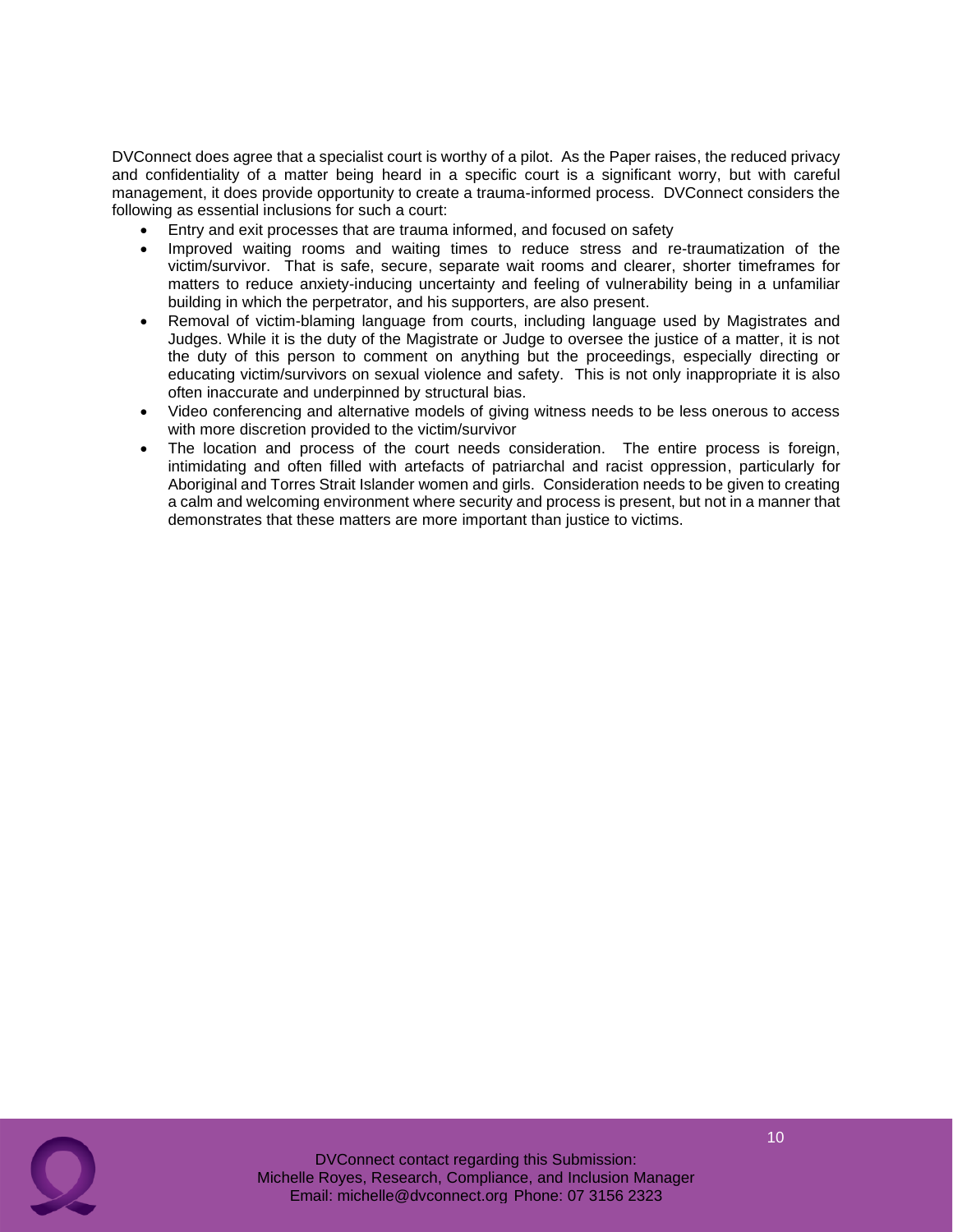DVConnect does agree that a specialist court is worthy of a pilot. As the Paper raises, the reduced privacy and confidentiality of a matter being heard in a specific court is a significant worry, but with careful management, it does provide opportunity to create a trauma-informed process. DVConnect considers the following as essential inclusions for such a court:

- Entry and exit processes that are trauma informed, and focused on safety
- Improved waiting rooms and waiting times to reduce stress and re-traumatization of the victim/survivor. That is safe, secure, separate wait rooms and clearer, shorter timeframes for matters to reduce anxiety-inducing uncertainty and feeling of vulnerability being in a unfamiliar building in which the perpetrator, and his supporters, are also present.
- Removal of victim-blaming language from courts, including language used by Magistrates and Judges. While it is the duty of the Magistrate or Judge to oversee the justice of a matter, it is not the duty of this person to comment on anything but the proceedings, especially directing or educating victim/survivors on sexual violence and safety. This is not only inappropriate it is also often inaccurate and underpinned by structural bias.
- Video conferencing and alternative models of giving witness needs to be less onerous to access with more discretion provided to the victim/survivor
- The location and process of the court needs consideration. The entire process is foreign, intimidating and often filled with artefacts of patriarchal and racist oppression, particularly for Aboriginal and Torres Strait Islander women and girls. Consideration needs to be given to creating a calm and welcoming environment where security and process is present, but not in a manner that demonstrates that these matters are more important than justice to victims.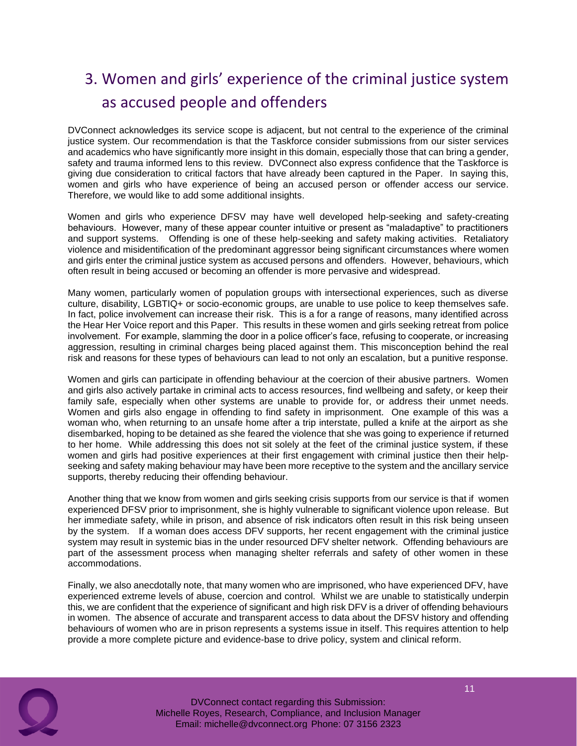## 3. Women and girls' experience of the criminal justice system as accused people and offenders

DVConnect acknowledges its service scope is adjacent, but not central to the experience of the criminal justice system. Our recommendation is that the Taskforce consider submissions from our sister services and academics who have significantly more insight in this domain, especially those that can bring a gender, safety and trauma informed lens to this review. DVConnect also express confidence that the Taskforce is giving due consideration to critical factors that have already been captured in the Paper. In saying this, women and girls who have experience of being an accused person or offender access our service. Therefore, we would like to add some additional insights.

Women and girls who experience DFSV may have well developed help-seeking and safety-creating behaviours. However, many of these appear counter intuitive or present as "maladaptive" to practitioners and support systems. Offending is one of these help-seeking and safety making activities. Retaliatory violence and misidentification of the predominant aggressor being significant circumstances where women and girls enter the criminal justice system as accused persons and offenders. However, behaviours, which often result in being accused or becoming an offender is more pervasive and widespread.

Many women, particularly women of population groups with intersectional experiences, such as diverse culture, disability, LGBTIQ+ or socio-economic groups, are unable to use police to keep themselves safe. In fact, police involvement can increase their risk. This is a for a range of reasons, many identified across the Hear Her Voice report and this Paper. This results in these women and girls seeking retreat from police involvement. For example, slamming the door in a police officer's face, refusing to cooperate, or increasing aggression, resulting in criminal charges being placed against them. This misconception behind the real risk and reasons for these types of behaviours can lead to not only an escalation, but a punitive response.

Women and girls can participate in offending behaviour at the coercion of their abusive partners. Women and girls also actively partake in criminal acts to access resources, find wellbeing and safety, or keep their family safe, especially when other systems are unable to provide for, or address their unmet needs. Women and girls also engage in offending to find safety in imprisonment. One example of this was a woman who, when returning to an unsafe home after a trip interstate, pulled a knife at the airport as she disembarked, hoping to be detained as she feared the violence that she was going to experience if returned to her home. While addressing this does not sit solely at the feet of the criminal justice system, if these women and girls had positive experiences at their first engagement with criminal justice then their help-seeking and safety making behaviour may have been more receptive to the system and the ancillary service supports, thereby reducing their offending behaviour.

Another thing that we know from women and girls seeking crisis supports from our service is that if women experienced DFSV prior to imprisonment, she is highly vulnerable to significant violence upon release. But her immediate safety, while in prison, and absence of risk indicators often result in this risk being unseen by the system. If a woman does access DFV supports, her recent engagement with the criminal justice system may result in systemic bias in the under resourced DFV shelter network. Offending behaviours are part of the assessment process when managing shelter referrals and safety of other women in these accommodations.

Finally, we also anecdotally note, that many women who are imprisoned, who have experienced DFV, have experienced extreme levels of abuse, coercion and control. Whilst we are unable to statistically underpin this, we are confident that the experience of significant and high risk DFV is a driver of offending behaviours in women. The absence of accurate and transparent access to data about the DFSV history and offending behaviours of women who are in prison represents a systems issue in itself. This requires attention to help provide a more complete picture and evidence-base to drive policy, system and clinical reform.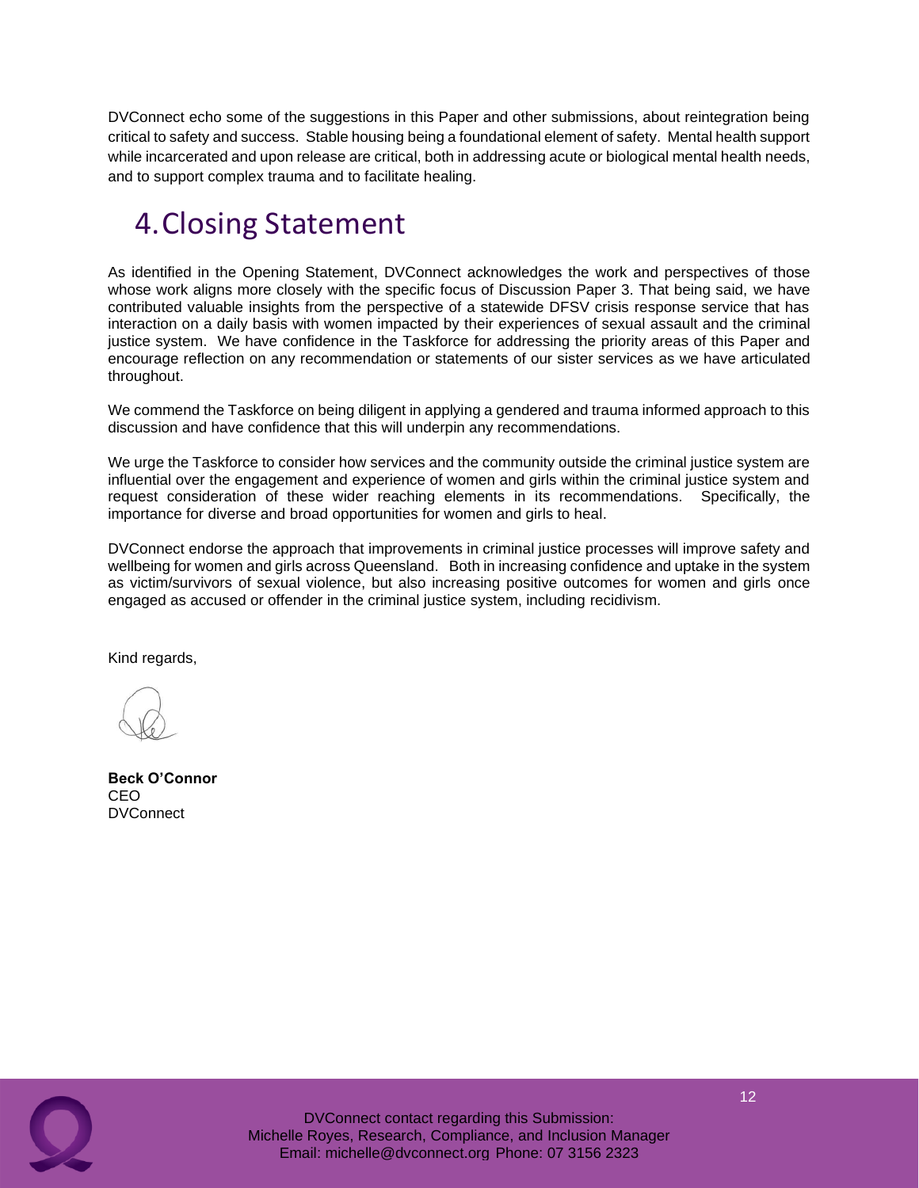DVConnect echo some of the suggestions in this Paper and other submissions, about reintegration being critical to safety and success. Stable housing being a foundational element of safety. Mental health support while incarcerated and upon release are critical, both in addressing acute or biological mental health needs, and to support complex trauma and to facilitate healing.

# 4. Closing Statement

As identified in the Opening Statement, DVConnect acknowledges the work and perspectives of those whose work aligns more closely with the specific focus of Discussion Paper 3. That being said, we have contributed valuable insights from the perspective of a statewide DFSV crisis response service that has interaction on a daily basis with women impacted by their experiences of sexual assault and the criminal justice system. We have confidence in the Taskforce for addressing the priority areas of this Paper and encourage reflection on any recommendation or statements of our sister services as we have articulated throughout.

We commend the Taskforce on being diligent in applying a gendered and trauma informed approach to this discussion and have confidence that this will underpin any recommendations.

We urge the Taskforce to consider how services and the community outside the criminal justice system are influential over the engagement and experience of women and girls within the criminal justice system and request consideration of these wider reaching elements in its recommendations. Specifically, the importance for diverse and broad opportunities for women and girls to heal.

DVConnect endorse the approach that improvements in criminal justice processes will improve safety and wellbeing for women and girls across Queensland. Both in increasing confidence and uptake in the system as victim/survivors of sexual violence, but also increasing positive outcomes for women and girls once engaged as accused or offender in the criminal justice system, including recidivism.

Kind regards,

**Beck O'Connor**
CEO
DVConnect

DVConnect contact regarding this Submission:
Michelle Royes, Research, Compliance, and Inclusion Manager
Email: michelle@dvconnect.org Phone: 07 3156 2323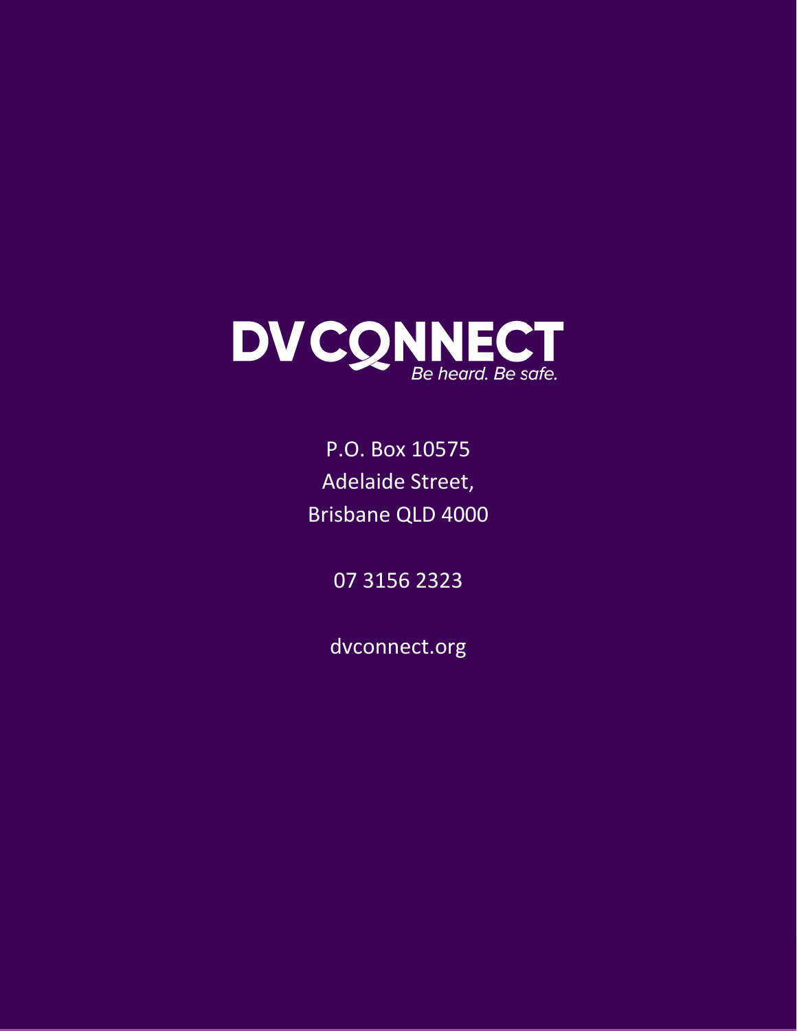DV CONNECT

*Be heard. Be safe.*

P.O. Box 10575
Adelaide Street,
Brisbane QLD 4000

07 3156 2323

dvconnect.org